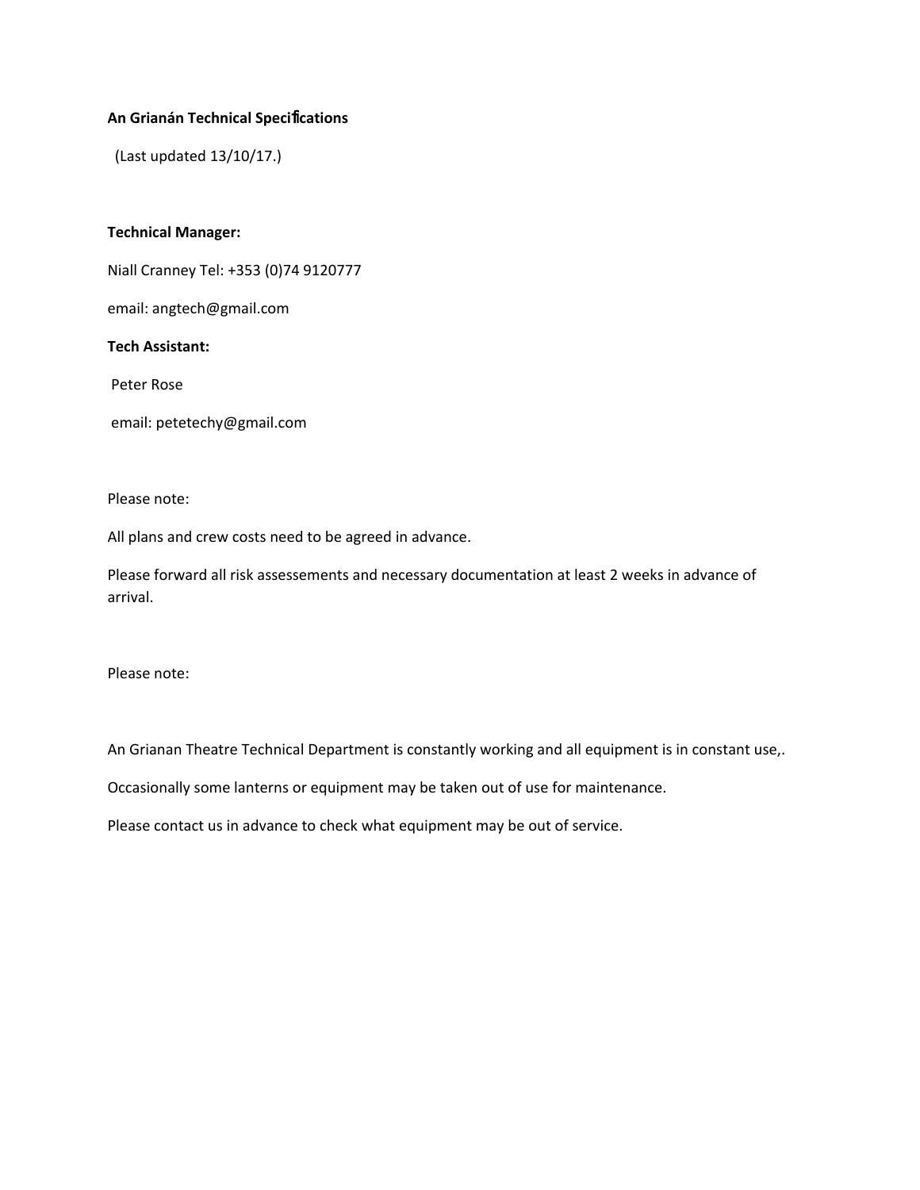**An Grianán Technical Specifications**

(Last updated 13/10/17.)

**Technical Manager:**

Niall Cranney Tel: +353 (0)74 9120777

email: angtech@gmail.com

**Tech Assistant:**

Peter Rose

email: petetechy@gmail.com

Please note:

All plans and crew costs need to be agreed in advance.

Please forward all risk assessements and necessary documentation at least 2 weeks in advance of arrival.

Please note:

An Grianan Theatre Technical Department is constantly working and all equipment is in constant use,.

Occasionally some lanterns or equipment may be taken out of use for maintenance.

Please contact us in advance to check what equipment may be out of service.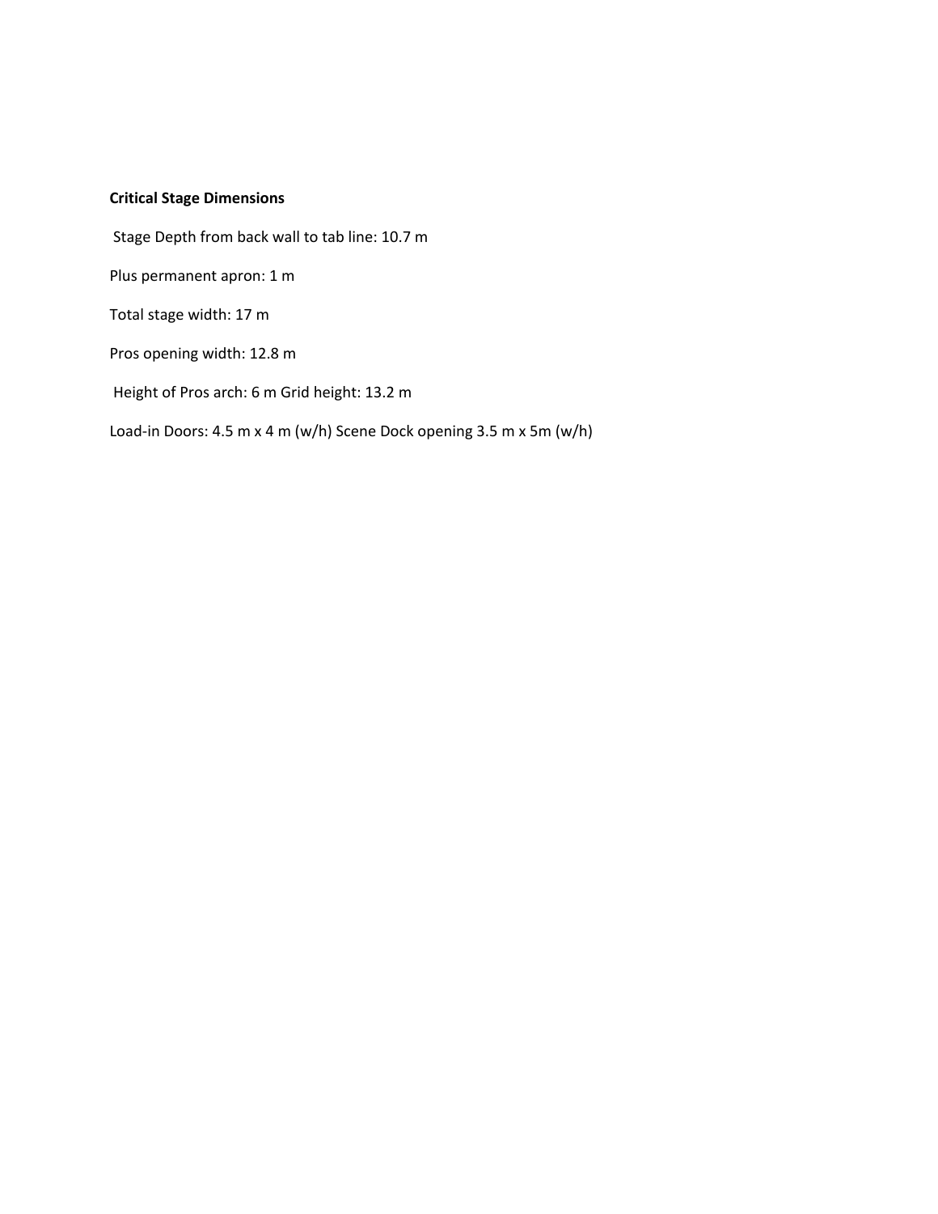**Critical Stage Dimensions**

Stage Depth from back wall to tab line: 10.7 m

Plus permanent apron: 1 m

Total stage width: 17 m

Pros opening width: 12.8 m

Height of Pros arch: 6 m Grid height: 13.2 m

Load-in Doors: 4.5 m x 4 m (w/h) Scene Dock opening 3.5 m x 5m (w/h)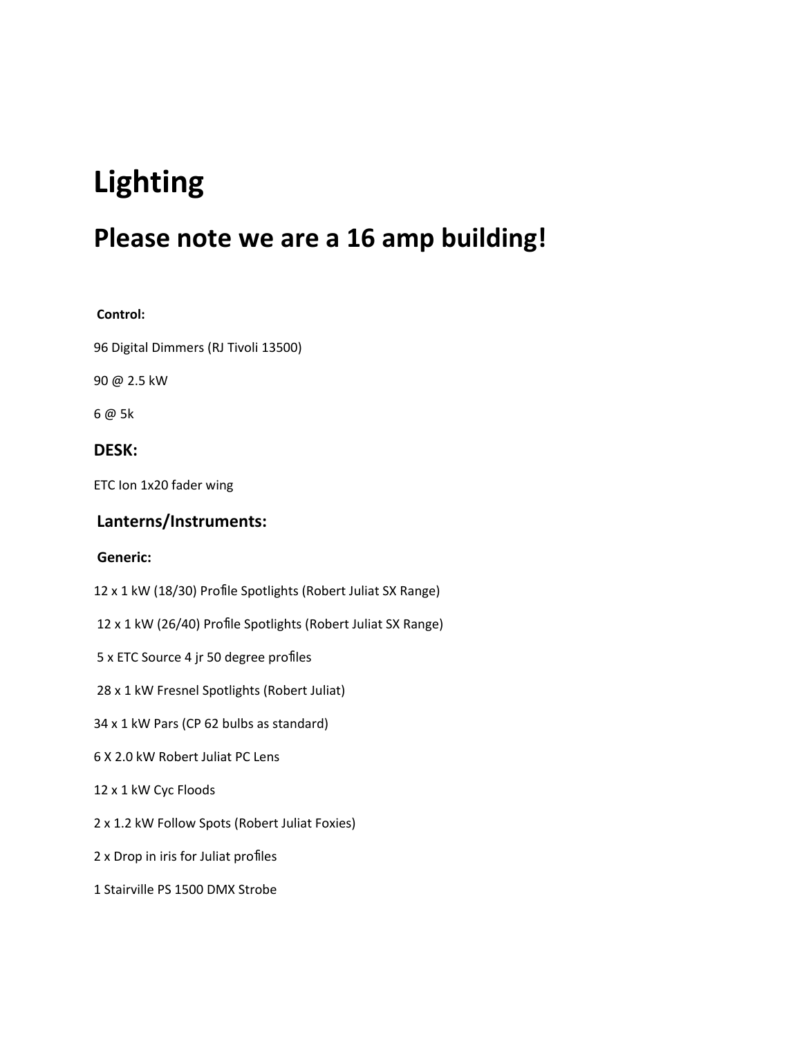# Lighting

## Please note we are a 16 amp building!

**Control:**

96 Digital Dimmers (RJ Tivoli 13500)

90 @ 2.5 kW

6 @ 5k

### DESK:

ETC Ion 1x20 fader wing

### Lanterns/Instruments:

**Generic:**

12 x 1 kW (18/30) Profile Spotlights (Robert Juliat SX Range)

12 x 1 kW (26/40) Profile Spotlights (Robert Juliat SX Range)

5 x ETC Source 4 jr 50 degree profiles

28 x 1 kW Fresnel Spotlights (Robert Juliat)

34 x 1 kW Pars (CP 62 bulbs as standard)

6 X 2.0 kW Robert Juliat PC Lens

12 x 1 kW Cyc Floods

2 x 1.2 kW Follow Spots (Robert Juliat Foxies)

2 x Drop in iris for Juliat profiles

1 Stairville PS 1500 DMX Strobe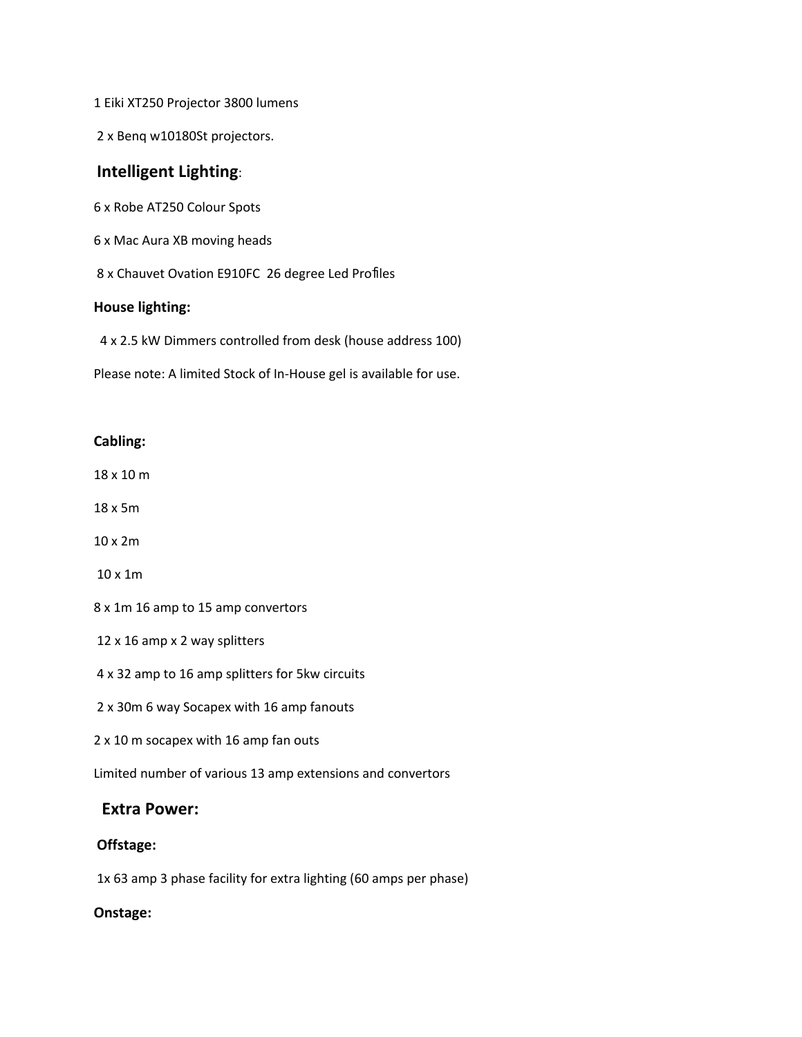1 Eiki XT250 Projector 3800 lumens

2 x Benq w10180St projectors.

## Intelligent Lighting:

6 x Robe AT250 Colour Spots

6 x Mac Aura XB moving heads

8 x Chauvet Ovation E910FC 26 degree Led Profiles

**House lighting:**

4 x 2.5 kW Dimmers controlled from desk (house address 100)

Please note: A limited Stock of In-House gel is available for use.

**Cabling:**

18 x 10 m

18 x 5m

10 x 2m

10 x 1m

8 x 1m 16 amp to 15 amp convertors

12 x 16 amp x 2 way splitters

4 x 32 amp to 16 amp splitters for 5kw circuits

2 x 30m 6 way Socapex with 16 amp fanouts

2 x 10 m socapex with 16 amp fan outs

Limited number of various 13 amp extensions and convertors

## Extra Power:

**Offstage:**

1x 63 amp 3 phase facility for extra lighting (60 amps per phase)

**Onstage:**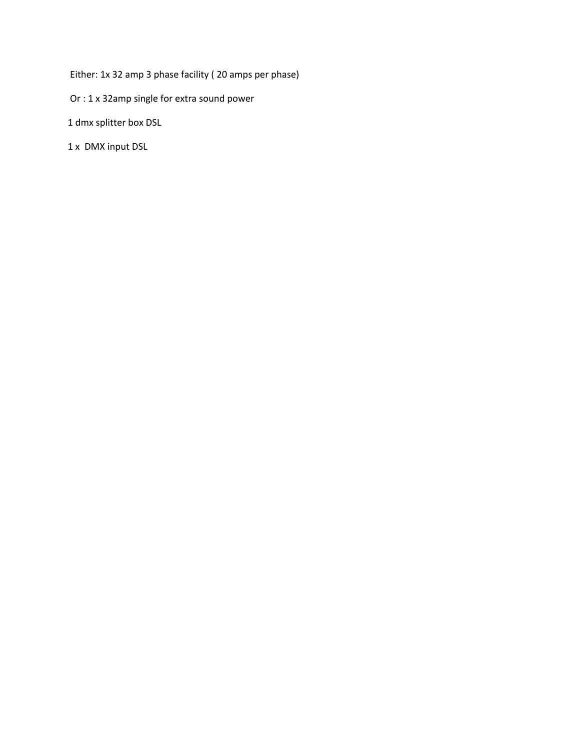Either: 1x 32 amp 3 phase facility ( 20 amps per phase)

Or : 1 x 32amp single for extra sound power

1 dmx splitter box DSL

1 x  DMX input DSL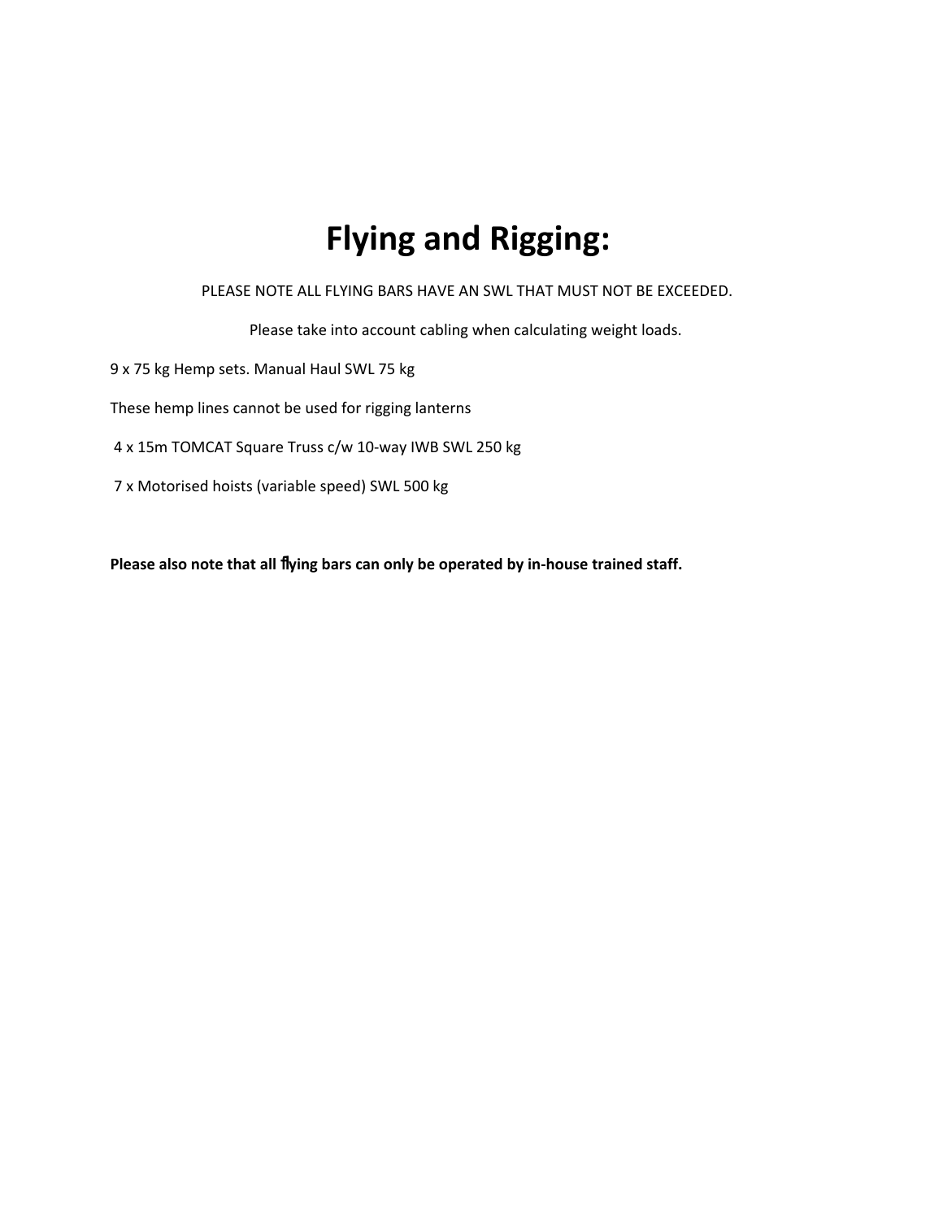# Flying and Rigging:

PLEASE NOTE ALL FLYING BARS HAVE AN SWL THAT MUST NOT BE EXCEEDED.

Please take into account cabling when calculating weight loads.

9 x 75 kg Hemp sets. Manual Haul SWL 75 kg

These hemp lines cannot be used for rigging lanterns

4 x 15m TOMCAT Square Truss c/w 10-way IWB SWL 250 kg

7 x Motorised hoists (variable speed) SWL 500 kg

**Please also note that all flying bars can only be operated by in-house trained staff.**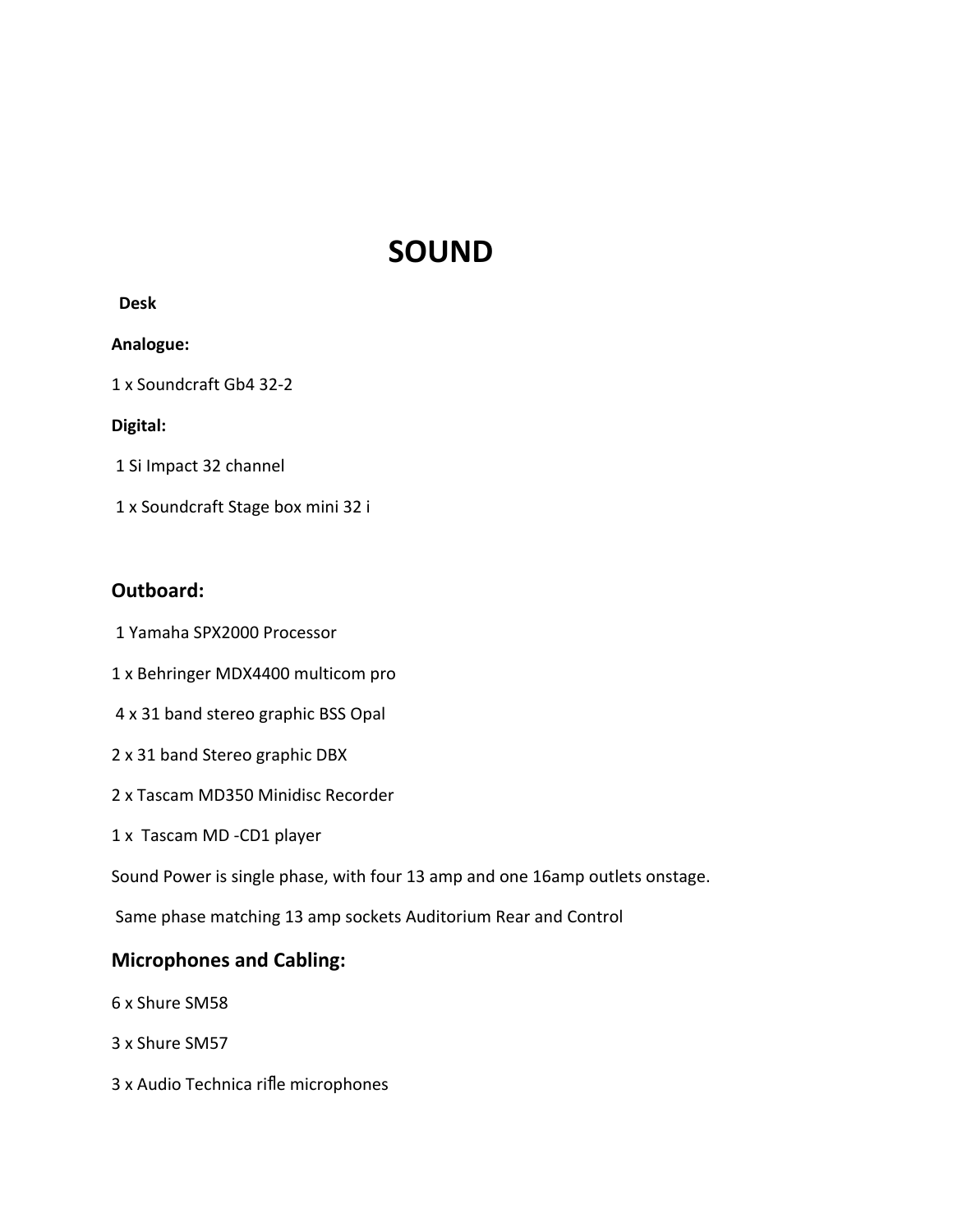# SOUND

**Desk**

**Analogue:**

1 x Soundcraft Gb4 32-2

**Digital:**

1 Si Impact 32 channel

1 x Soundcraft Stage box mini 32 i

## Outboard:

1 Yamaha SPX2000 Processor

1 x Behringer MDX4400 multicom pro

4 x 31 band stereo graphic BSS Opal

2 x 31 band Stereo graphic DBX

2 x Tascam MD350 Minidisc Recorder

1 x Tascam MD -CD1 player

Sound Power is single phase, with four 13 amp and one 16amp outlets onstage.

Same phase matching 13 amp sockets Auditorium Rear and Control

## Microphones and Cabling:

6 x Shure SM58

3 x Shure SM57

3 x Audio Technica rifle microphones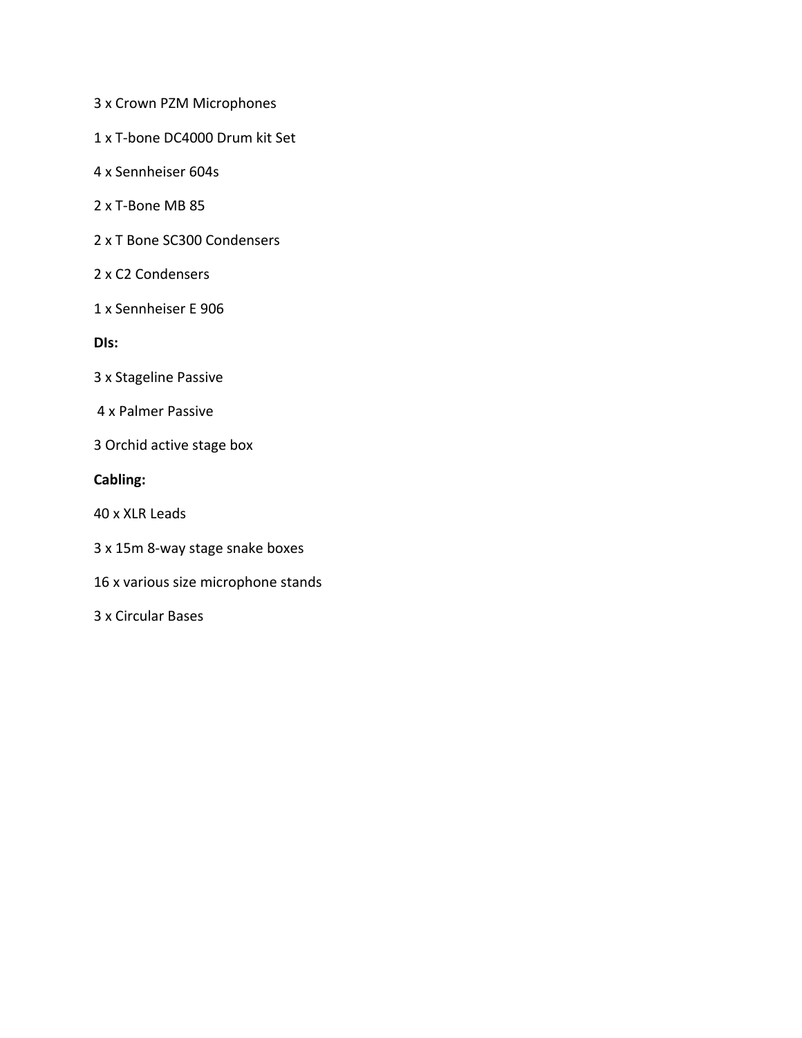3 x Crown PZM Microphones

1 x T-bone DC4000 Drum kit Set

4 x Sennheiser 604s

2 x T-Bone MB 85

2 x T Bone SC300 Condensers

2 x C2 Condensers

1 x Sennheiser E 906

**DIs:**

3 x Stageline Passive

4 x Palmer Passive

3 Orchid active stage box

**Cabling:**

40 x XLR Leads

3 x 15m 8-way stage snake boxes

16 x various size microphone stands

3 x Circular Bases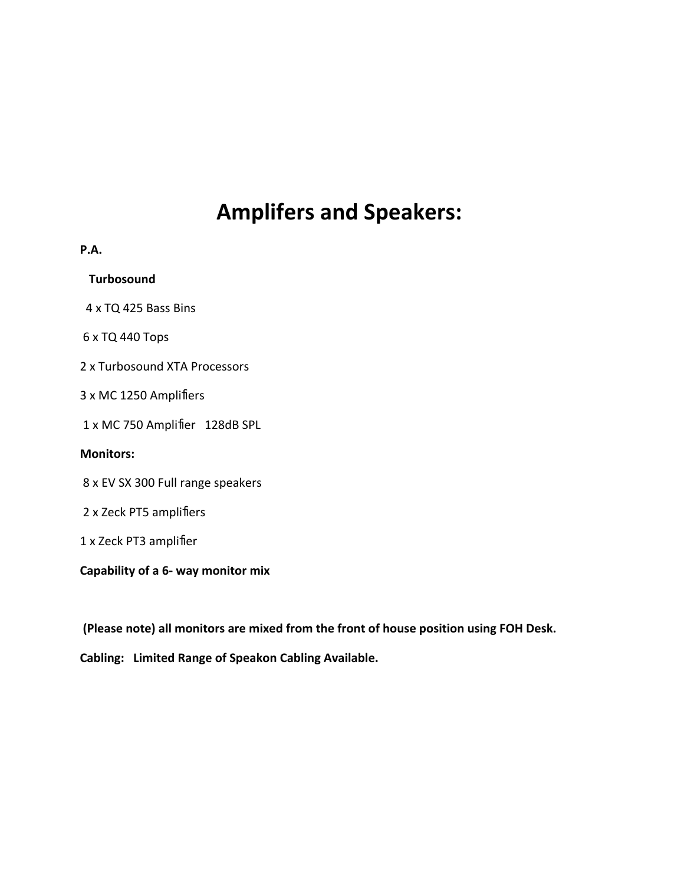# Amplifers and Speakers:

**P.A.**

**Turbosound**

4 x TQ 425 Bass Bins

6 x TQ 440 Tops

2 x Turbosound XTA Processors

3 x MC 1250 Amplifiers

1 x MC 750 Amplifier 128dB SPL

**Monitors:**

8 x EV SX 300 Full range speakers

2 x Zeck PT5 amplifiers

1 x Zeck PT3 amplifier

**Capability of a 6- way monitor mix**

**(Please note) all monitors are mixed from the front of house position using FOH Desk.**

**Cabling: Limited Range of Speakon Cabling Available.**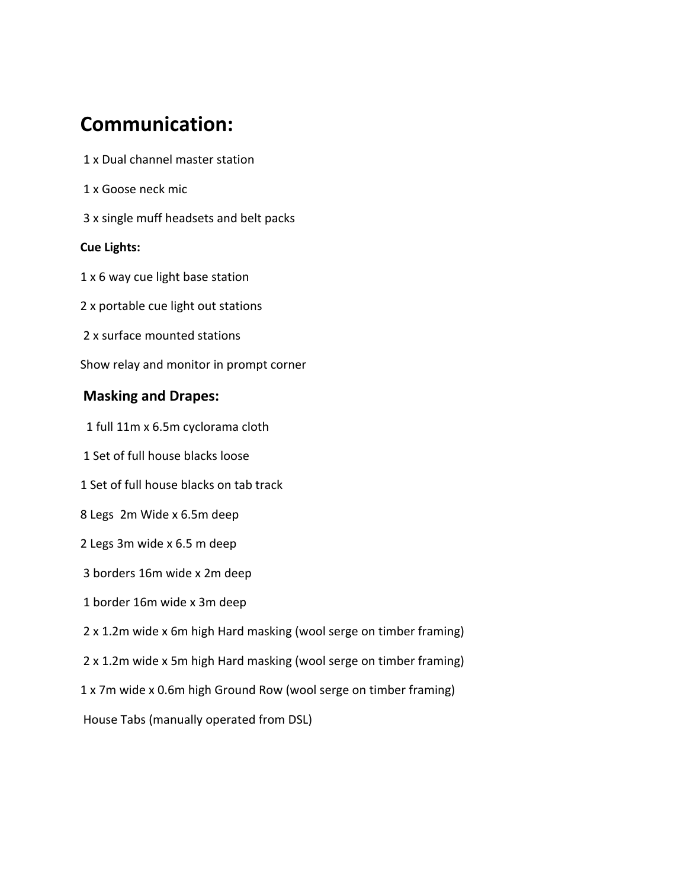## Communication:

1 x Dual channel master station

1 x Goose neck mic

3 x single muff headsets and belt packs

**Cue Lights:**

1 x 6 way cue light base station

2 x portable cue light out stations

2 x surface mounted stations

Show relay and monitor in prompt corner

### Masking and Drapes:

1 full 11m x 6.5m cyclorama cloth

1 Set of full house blacks loose

1 Set of full house blacks on tab track

8 Legs 2m Wide x 6.5m deep

2 Legs 3m wide x 6.5 m deep

3 borders 16m wide x 2m deep

1 border 16m wide x 3m deep

2 x 1.2m wide x 6m high Hard masking (wool serge on timber framing)

2 x 1.2m wide x 5m high Hard masking (wool serge on timber framing)

1 x 7m wide x 0.6m high Ground Row (wool serge on timber framing)

House Tabs (manually operated from DSL)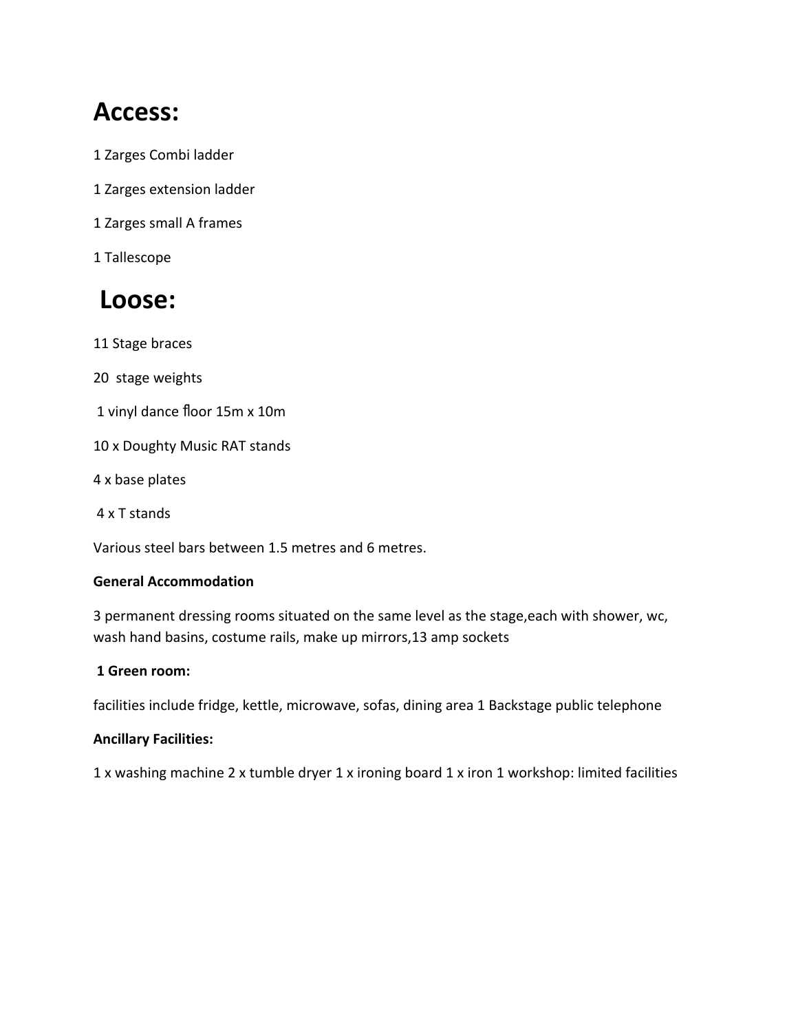## Access:

1 Zarges Combi ladder

1 Zarges extension ladder

1 Zarges small A frames

1 Tallescope

## Loose:

11 Stage braces

20 stage weights

1 vinyl dance floor 15m x 10m

10 x Doughty Music RAT stands

4 x base plates

4 x T stands

Various steel bars between 1.5 metres and 6 metres.

**General Accommodation**

3 permanent dressing rooms situated on the same level as the stage,each with shower, wc, wash hand basins, costume rails, make up mirrors,13 amp sockets

**1 Green room:**

facilities include fridge, kettle, microwave, sofas, dining area 1 Backstage public telephone

**Ancillary Facilities:**

1 x washing machine 2 x tumble dryer 1 x ironing board 1 x iron 1 workshop: limited facilities